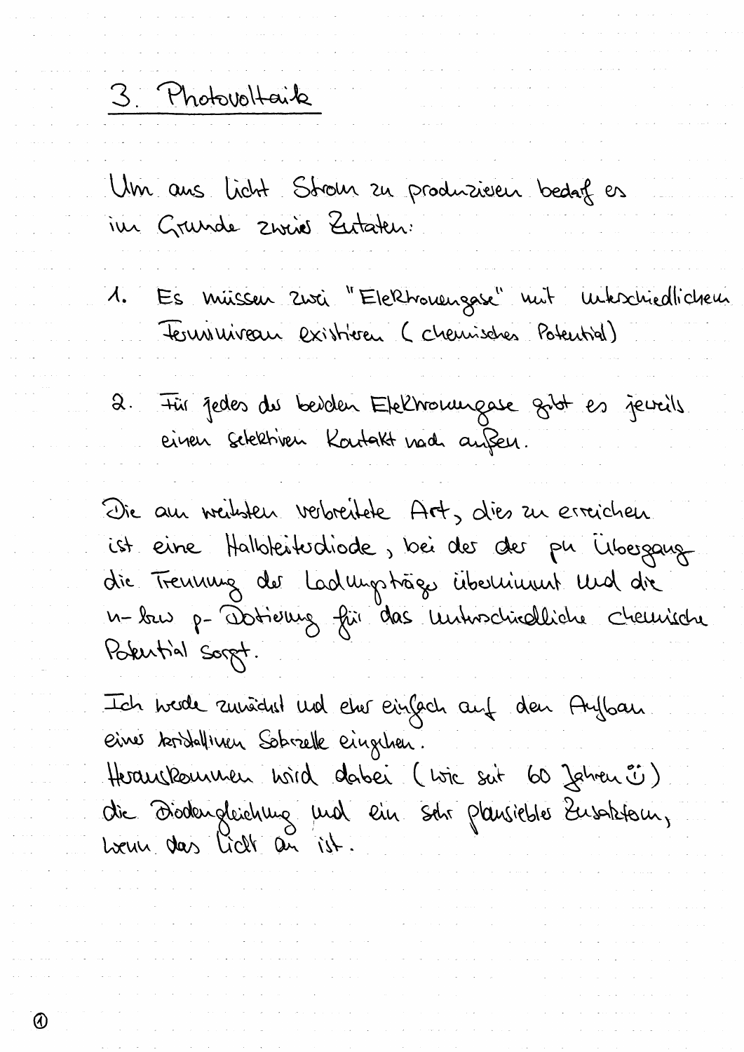# 3. Photovoltaik

Um aus Licht Strom zu produzieren bedarf es im Grunde zweier Zutaten:

1. Es müssen zwei "Elektronengase" mit unterschiedlichem Ferminiveau existieren (chemisches Potential)

2. Für jedes der beiden Elektronengase gibt es jeweils einen selektiven Kontakt nach außen.

Die am weitesten verbreitete Art, dies zu erreichen ist eine Halbleiterdiode, bei der der pn Übergang die Trennung der Ladungsträger übernimmt und die n- bzw p- Dotierung für das unterschiedliche chemische Potential sorgt.

Ich werde zunächst und eher einfach auf den Aufbau einer kristallinen Solarzelle eingehen.
Herauskommen wird dabei (wie seit 60 Jahren ☺) die Diodengleichung und ein sehr plausibler Zusatzterm, wenn das Licht an ist.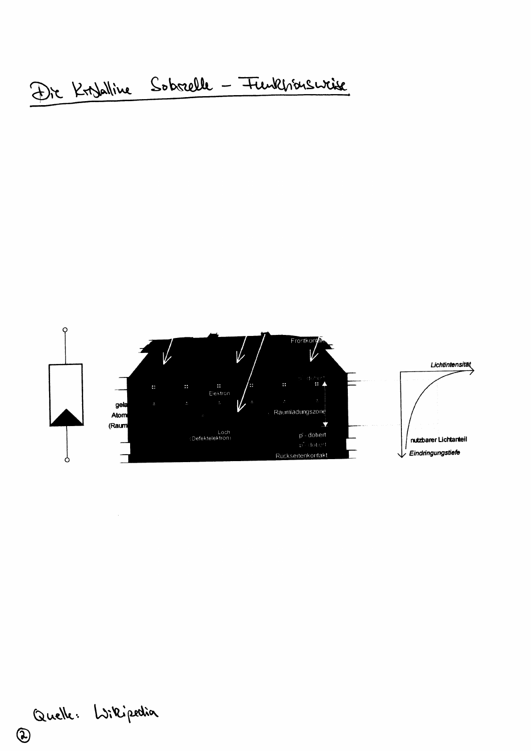# Die Kristalline Solarzelle – Funktionsweise

Frontkontakt

Elektron

Raumladungszone

Loch
(Defektelektron)

p⁻-dotiert

p⁺-dotiert

Rückseitenkontakt

gela
Atom
(Raum

Lichtintensität

nutzbarer Lichtanteil

Eindringungstiefe

Quelle: Wikipedia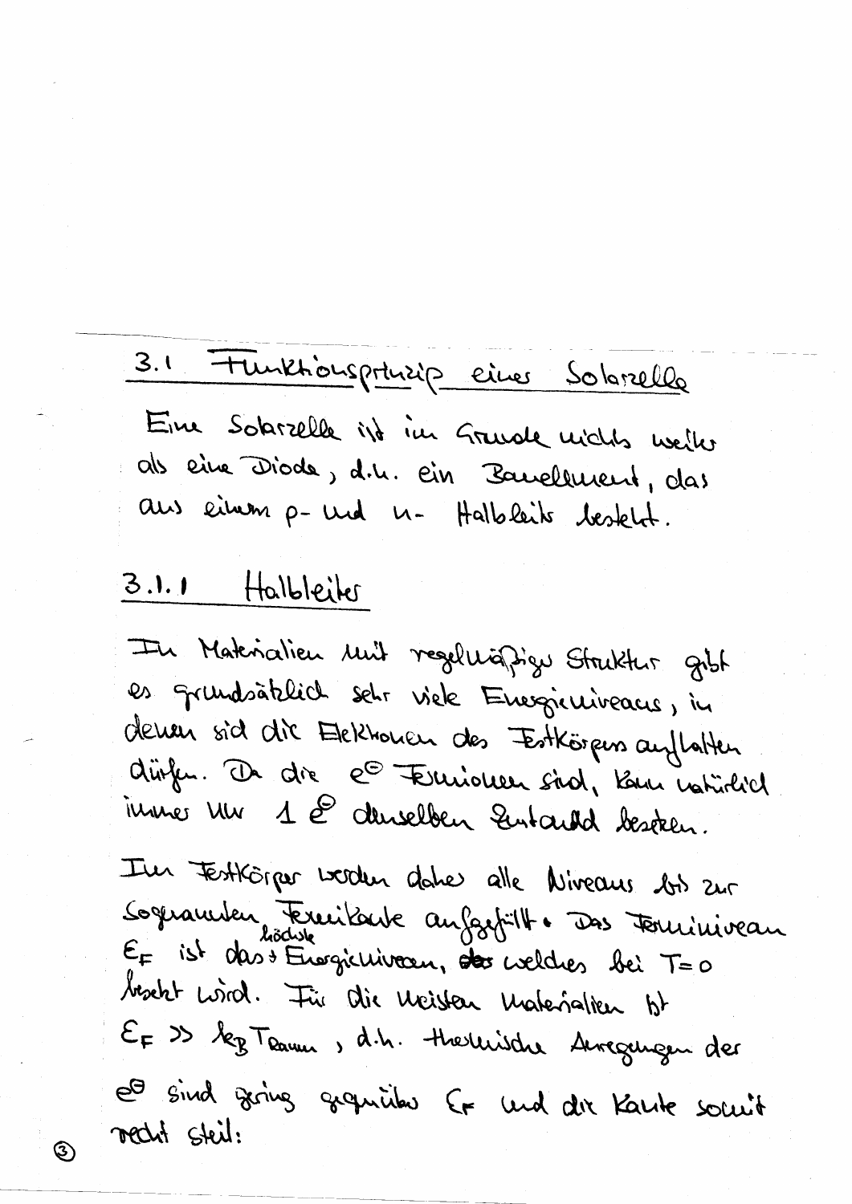## 3.1 Funktionsprinzip einer Solarzelle

Eine Solarzelle ist im Grunde nichts weiter als eine Diode, d.h. ein Bauelement, das aus einem p- und n- Halbleiter besteht.

### 3.1.1 Halbleiter

In Materialien mit regelmäßiger Struktur gibt es grundsätzlich sehr viele Energieniveaus, in denen sich die Elektronen des Festkörpers aufhalten dürfen. Da die $e^{\ominus}$ Fermionen sind, kann natürlich immer nur 1 $e^{\ominus}$ denselben Zustand besetzen.

Im Festkörper werden daher alle Niveaus bis zur sogenannten Fermikante aufgefüllt. Das Ferminiveau $E_F$ ist das höchste Energieniveau, welches bei $T=0$ besetzt wird. Für die meisten Materialien ist $E_F \gg k_B T_{Raum}$, d.h. thermische Anregungen der $e^{\ominus}$ sind gering gegenüber $E_F$ und die Kante somit recht steil: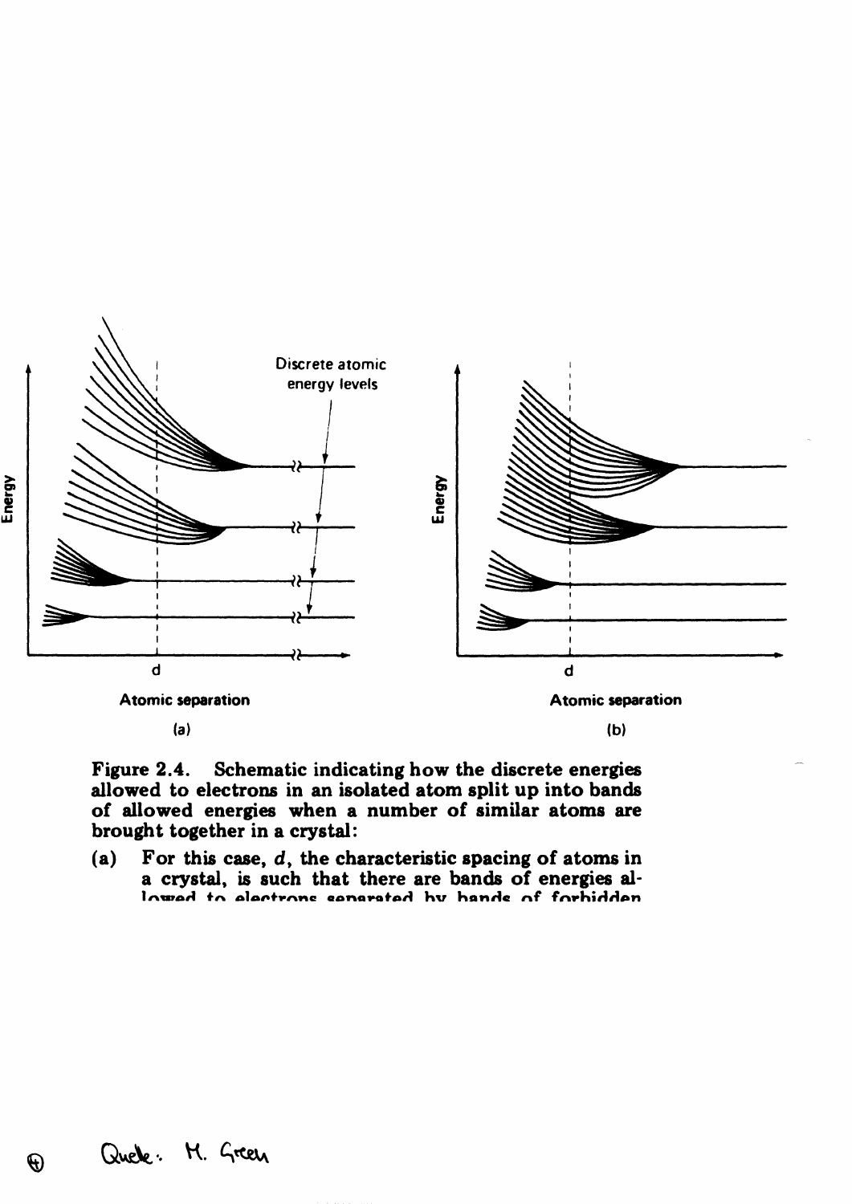**Figure 2.4.** Schematic indicating how the discrete energies allowed to electrons in an isolated atom split up into bands of allowed energies when a number of similar atoms are brought together in a crystal:

(a) For this case, $d$, the characteristic spacing of atoms in a crystal, is such that there are bands of energies allowed to electrons separated by bands of forbidden

Quelle: M. Green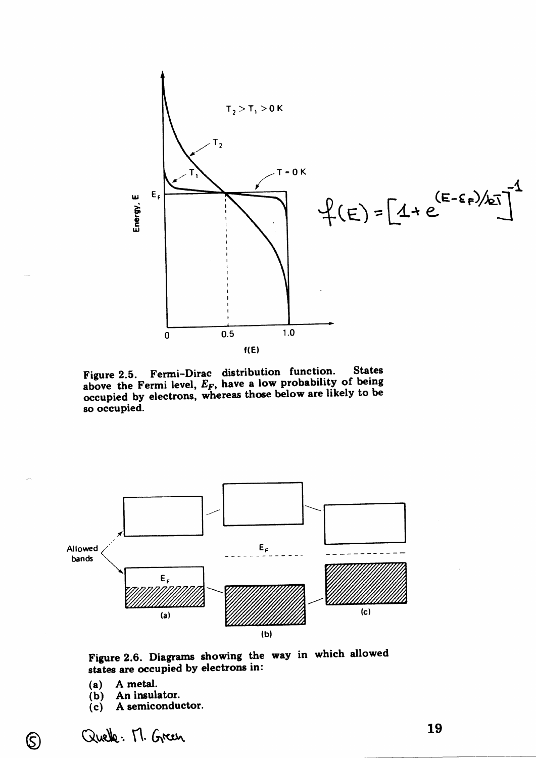$$f(E) = \left[1 + e^{(E-E_F)/kT}\right]^{-1}$$

**Figure 2.5.** Fermi–Dirac distribution function. States above the Fermi level, $E_F$, have a low probability of being occupied by electrons, whereas those below are likely to be so occupied.

**Figure 2.6.** Diagrams showing the way in which allowed states are occupied by electrons in:

(a) A metal.
(b) An insulator.
(c) A semiconductor.

Quelle: M. Green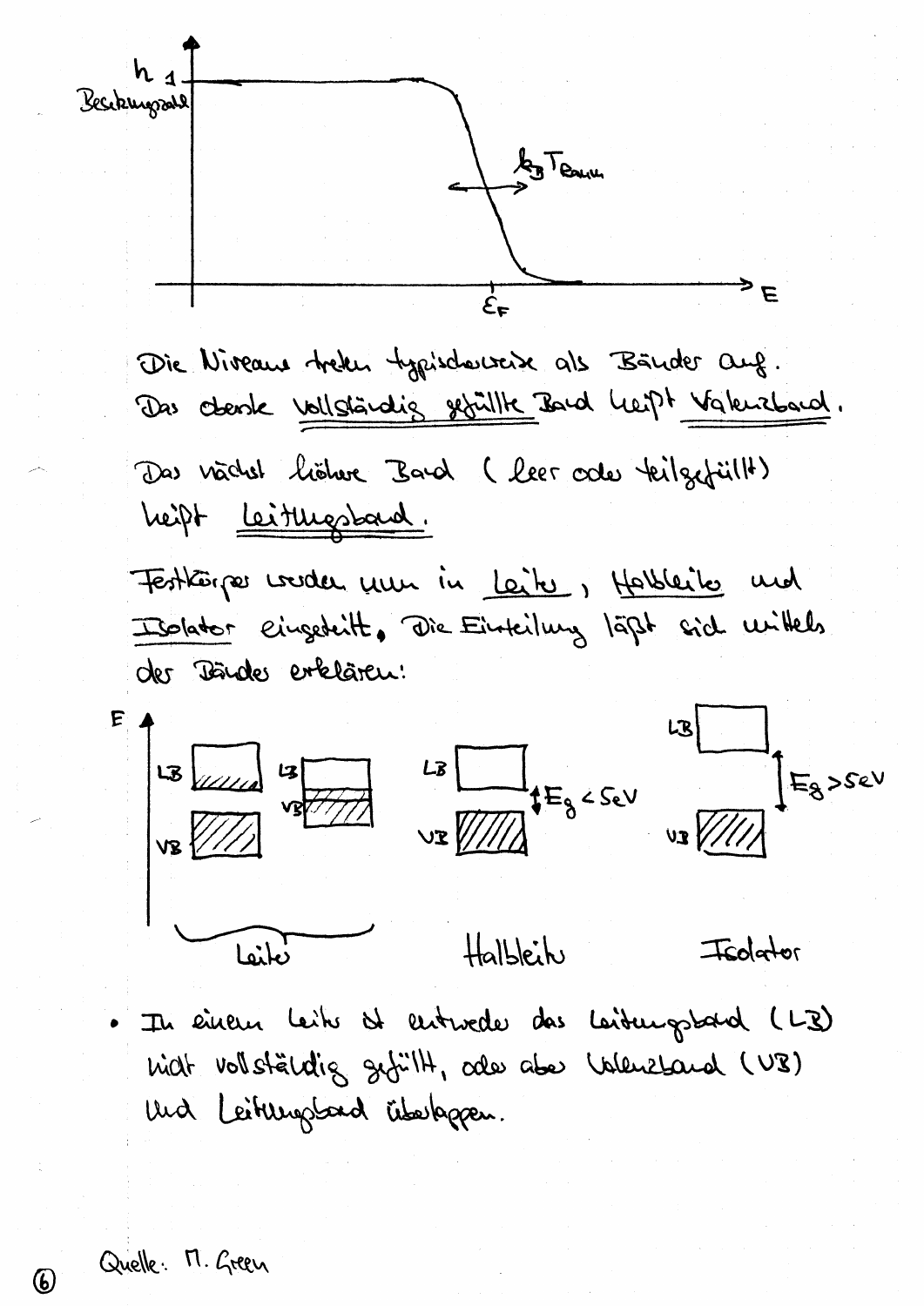Die Niveaus treten typischerweise als Bänder auf. Das oberste vollständig gefüllte Band heißt Valenzband.

Das nächst höhere Band (leer oder teilgefüllt) heißt Leitungsband.

Festkörper werden nun in Leiter, Halbleiter und Isolator eingeteilt. Die Einteilung läßt sich mittels der Bänder erklären:

- In einem Leiter ist entweder das Leitungsband (LB) nicht vollständig gefüllt, oder aber Valenzband (VB) und Leitungsband überlappen.

Quelle: M. Green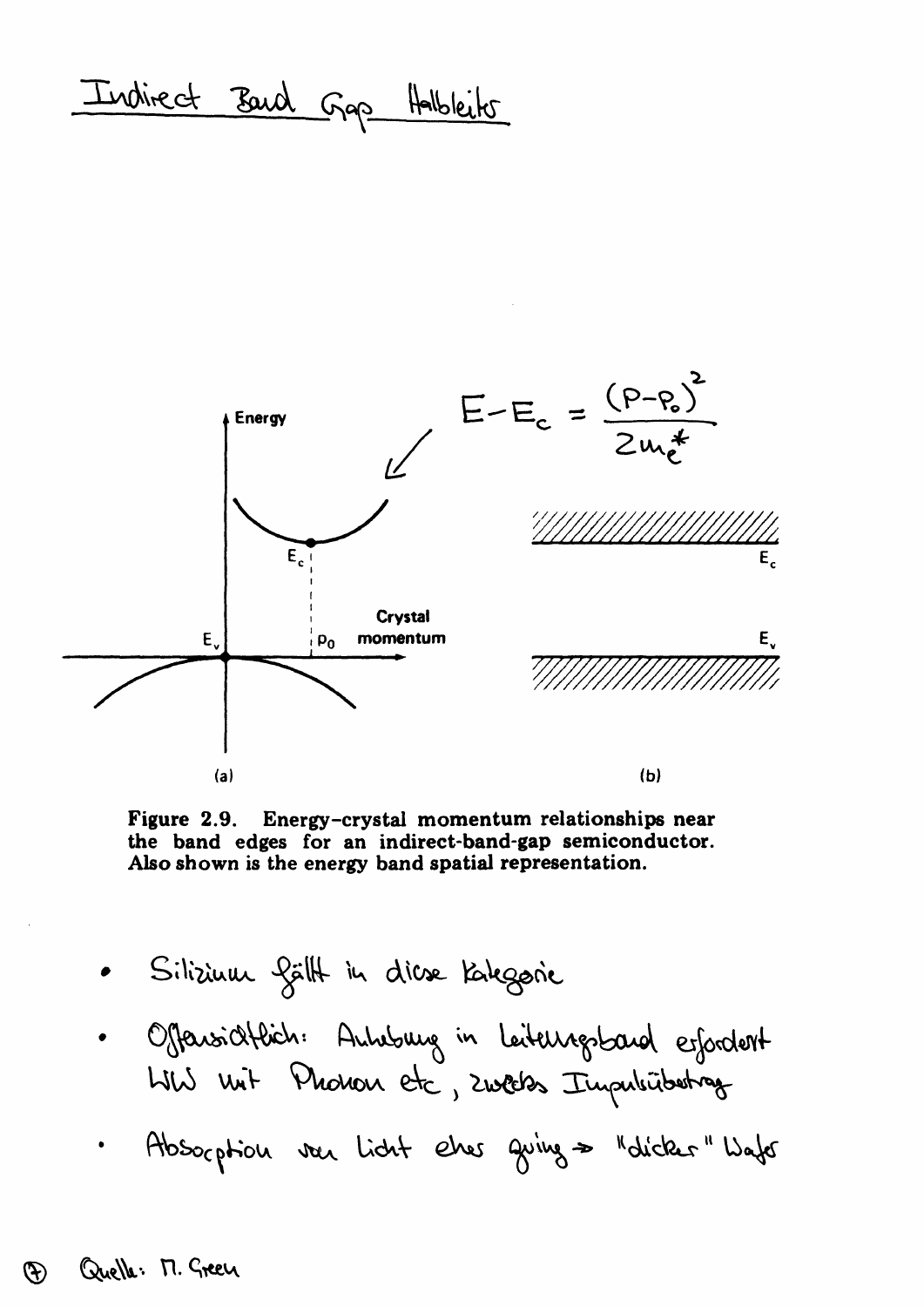# Indirect Band Gap Halbleiter

$$E - E_c = \frac{(p-p_0)^2}{2m_e^*}$$

Energy

$E_c$

$E_v$

$p_0$

Crystal momentum

$E_c$

$E_v$

(a)

(b)

**Figure 2.9.** Energy–crystal momentum relationships near the band edges for an indirect-band-gap semiconductor. Also shown is the energy band spatial representation.

- Silizium fällt in diese Kategorie
- Offensichtlich: Anhebung in Leitungsband erfordert WW mit Phonon etc, zwecks Impulsübertrag
- Absorption von Licht eher gering ⇒ "dicker" Wafer

(*) Quelle: M. Green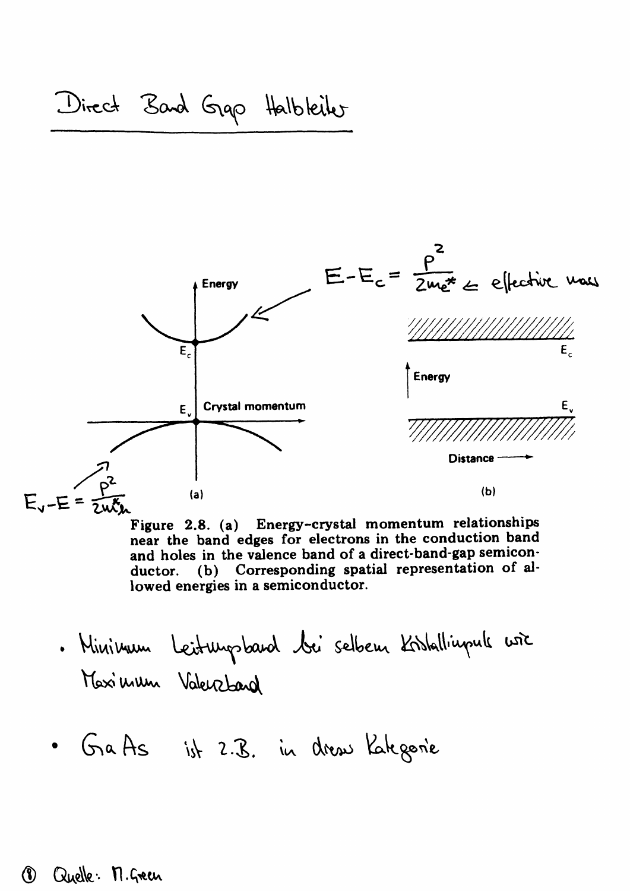# Direct Band Gap Halbleiter

$$E - E_c = \frac{p^2}{2m_e^*} \leftarrow \text{effective mass}$$

Energy

$E_c$

$E_v$ Crystal momentum

$$E_v - E = \frac{p^2}{2m_h^*}$$

(a)

Energy

$E_c$

$E_v$

Distance

(b)

Figure 2.8. (a) Energy–crystal momentum relationships near the band edges for electrons in the conduction band and holes in the valence band of a direct-band-gap semiconductor. (b) Corresponding spatial representation of allowed energies in a semiconductor.

- Minimum Leitungsband bei selbem Kristallimpuls wie Maximum Valenzband

- GaAs ist z.B. in dieser Kategorie

⑧ Quelle: M. Green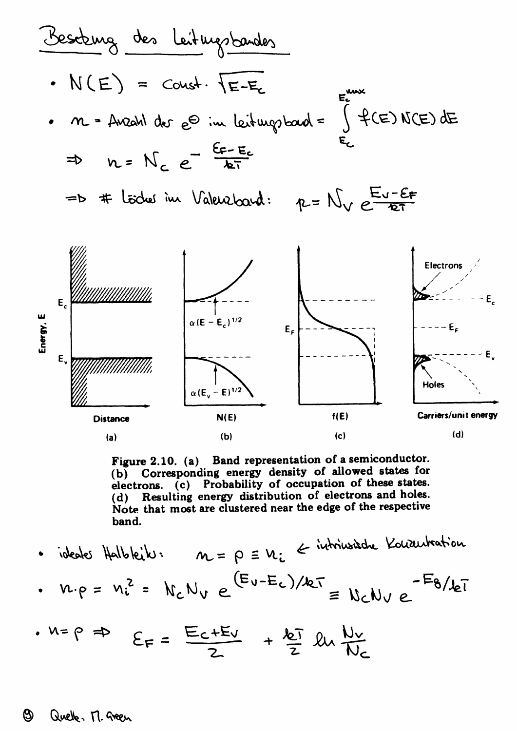# Besetzung des Leitungsbandes

- $N(E) = \text{Const.} \cdot \sqrt{E - E_c}$
- $n$ = Anzahl der $e^{\ominus}$ im Leitungsband = $\int_{E_c}^{E_c^{max}} f(E)\, N(E)\, dE$

$$\Rightarrow \quad n = N_c \, e^{-\frac{\mathcal{E}_F - E_c}{kT}}$$

$\Rightarrow$ # Löcher im Valenzband: $p = N_V \, e^{\frac{E_V - \mathcal{E}_F}{kT}}$

Energy, E

$E_c$, $E_v$

Distance

(a)

$\propto (E - E_c)^{1/2}$

$\propto (E_v - E)^{1/2}$

N(E)

(b)

$E_F$

f(E)

(c)

Electrons

$E_c$

$E_F$

$E_v$

Holes

Carriers/unit energy

(d)

**Figure 2.10. (a) Band representation of a semiconductor. (b) Corresponding energy density of allowed states for electrons. (c) Probability of occupation of these states. (d) Resulting energy distribution of electrons and holes. Note that most are clustered near the edge of the respective band.**

- ideales Halbleiter: $n = p \equiv n_i$ ← intrinsische Konzentration
- $n \cdot p = n_i^2 = N_c N_V \, e^{(E_V - E_c)/kT} \equiv N_c N_V \, e^{-E_g/kT}$
- $n = p \Rightarrow \quad \mathcal{E}_F = \dfrac{E_c + E_V}{2} + \dfrac{kT}{2} \ln \dfrac{N_V}{N_c}$

Quelle: M. Green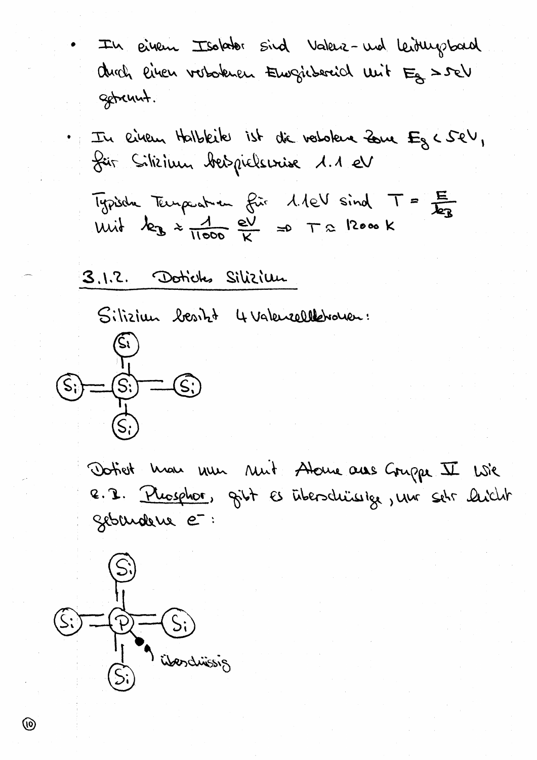- In einem Isolator sind Valenz- und Leitungsband durch einen verbotenen Energiebereich mit $E_g > 5eV$ getrennt.

- In einem Halbleiter ist die verbotene Zone $E_g < 5eV$, für Silizium beispielsweise $1.1\ eV$

  Typische Temperaturen für $1.1 eV$ sind $T = \frac{E}{k_B}$
  mit $k_B \approx \frac{1}{11000} \frac{eV}{K} \Rightarrow T \approx 12000\ K$

## 3.1.2. Dotiertes Silizium

Silizium besitzt 4 Valenzelektronen:

```
        Si
        ||
Si ═══ Si ═══ Si
        ||
        Si
```

Dotiert man nun mit Atome aus Gruppe V wie z.B. Phosphor, gibt es überschüssige, nur sehr leicht gebundene $e^-$:

```
        Si
        ||
Si ═══  P ═══ Si
        ||  ● überschüssig
        Si
```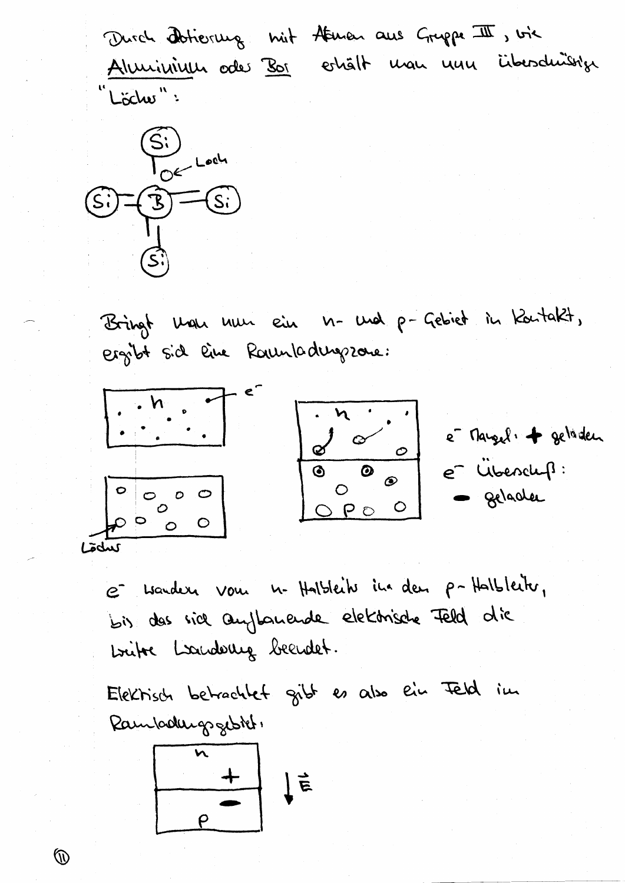Durch Dotierung mit Atomen aus Gruppe III, wie Aluminium oder Bor erhält man nun überschüssige "Löcher":

Si, B, Si, Si, Si — Loch

Bringt man nun ein n- und p-Gebiet in Kontakt, ergibt sich eine Raumladungszone:

n — $e^-$

Löcher

n

$e^-$ Mangel: + geladen

$e^-$ Überschuß: − geladen

$e^-$ wandern vom n-Halbleiter in den p-Halbleiter, bis das sich aufbauende elektrische Feld die weitere Wanderung beendet.

Elektrisch betrachtet gibt es also ein Feld im Raumladungsgebiet:

n +

p −

$\vec{E}$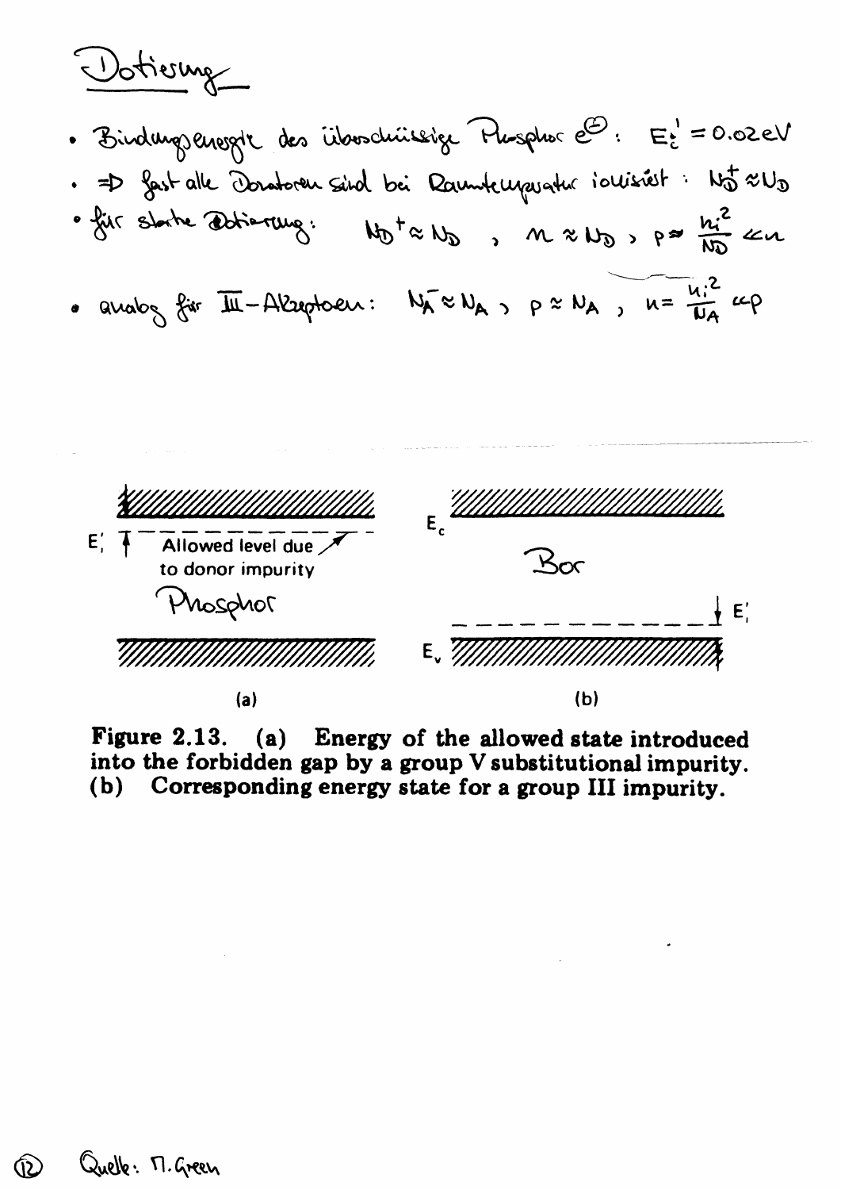# Dotierung

- Bindungsenergie des überschüssigen Phosphor $e^{\ominus}$: $E_i' = 0.02\,eV$
- $\Rightarrow$ fast alle Donatoren sind bei Raumtemperatur ionisiert: $N_D^+ \approx N_D$
- für starke Dotierung: $N_D^+ \approx N_D$, $n \approx N_D$, $p \approx \frac{n_i^2}{N_D} \ll n$
- analog für III-Akzeptoren: $N_A^- \approx N_A$, $p \approx N_A$, $n = \frac{n_i^2}{N_A} \ll p$

$E_i'$ — Allowed level due to donor impurity — Phosphor — $E_c$ — Bor — $E_v$ — $E_i'$

(a) (b)

**Figure 2.13. (a) Energy of the allowed state introduced into the forbidden gap by a group V substitutional impurity. (b) Corresponding energy state for a group III impurity.**

Quelle: M. Green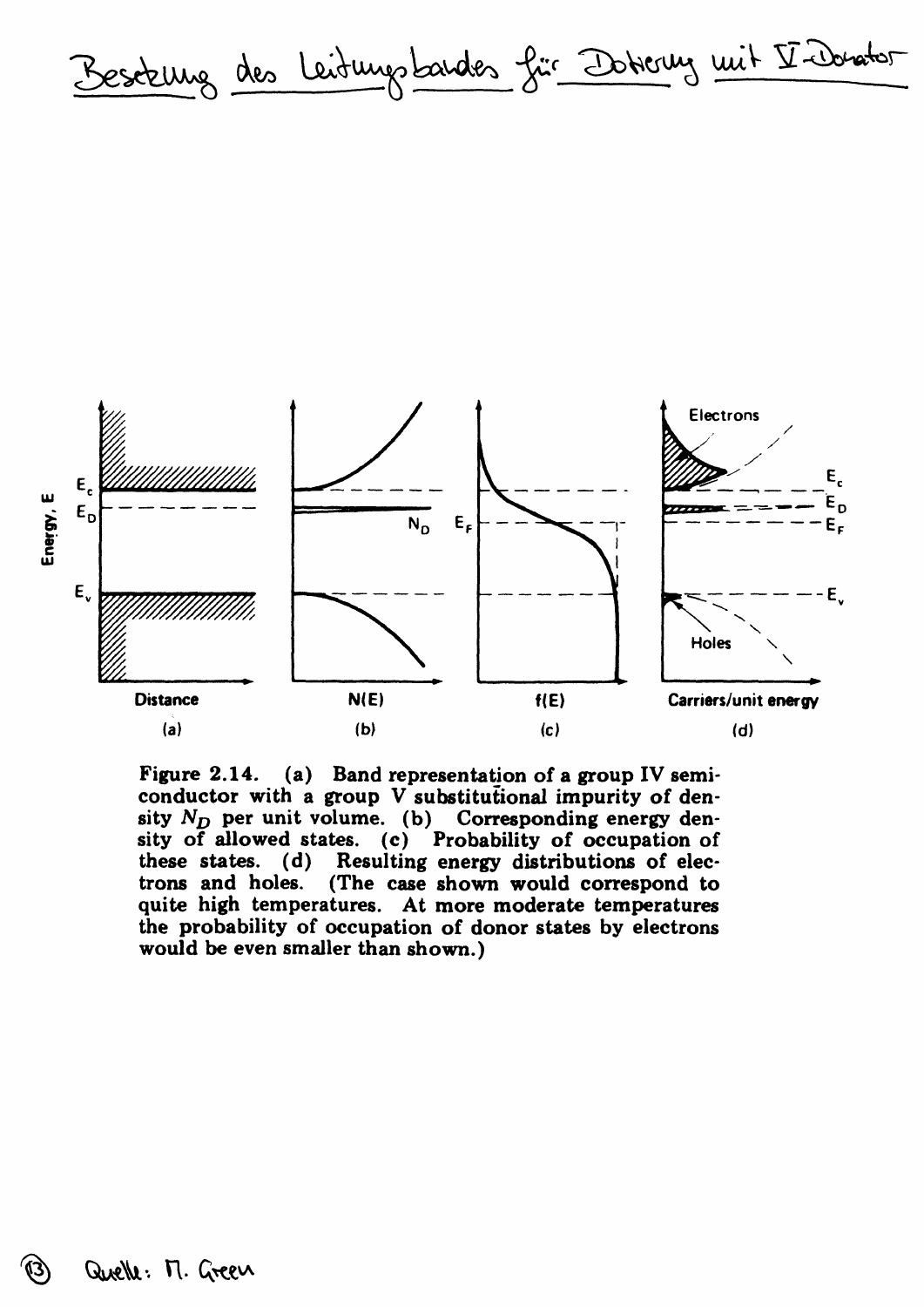# Besetzung des Leitungsbandes für Dotierung mit V-Donator

Figure 2.14. (a) Band representation of a group IV semiconductor with a group V substitutional impurity of density $N_D$ per unit volume. (b) Corresponding energy density of allowed states. (c) Probability of occupation of these states. (d) Resulting energy distributions of electrons and holes. (The case shown would correspond to quite high temperatures. At more moderate temperatures the probability of occupation of donor states by electrons would be even smaller than shown.)

Quelle: M. Green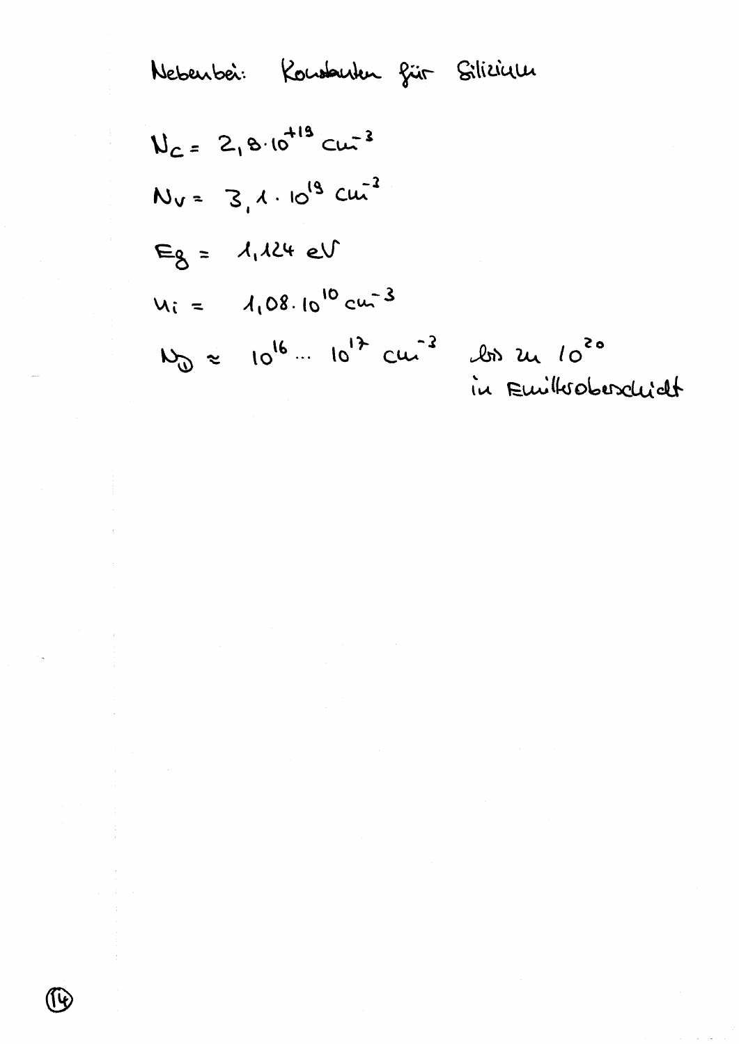Nebenbei: Konstanten für Silizium

$N_C = 2{,}8 \cdot 10^{+19}\ \text{cm}^{-3}$

$N_V = 3{,}1 \cdot 10^{19}\ \text{cm}^{-3}$

$E_g = 1{,}124\ \text{eV}$

$n_i = 1{,}08 \cdot 10^{10}\ \text{cm}^{-3}$

$N_D \approx 10^{16} \ldots 10^{17}\ \text{cm}^{-3}$ bis zu $10^{20}$ in Emitteroberschicht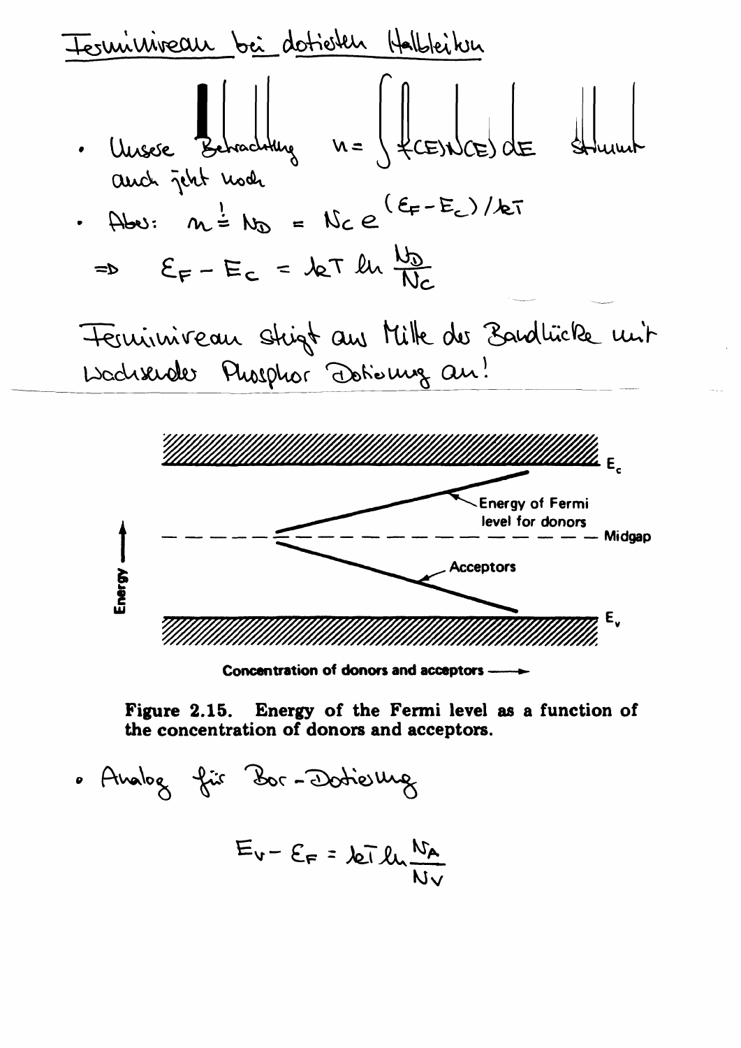# Ferminiveau bei dotierten Halbleitern

- Unsere Betrachtung $n = \int f(E) N(E)\, dE$ stimmt auch jetzt noch
- Aber: $n \overset{!}{=} N_D = N_c\, e^{(E_F - E_c)/kT}$

$$\Rightarrow \quad E_F - E_c = kT \ln \frac{N_D}{N_c}$$

Ferminiveau steigt aus Mitte der Bandlücke mit wachsender Phosphor Dotierung an!

Figure 2.15. Energy of the Fermi level as a function of the concentration of donors and acceptors.

- Analog für Bor-Dotierung

$$E_V - E_F = kT \ln \frac{N_A}{N_V}$$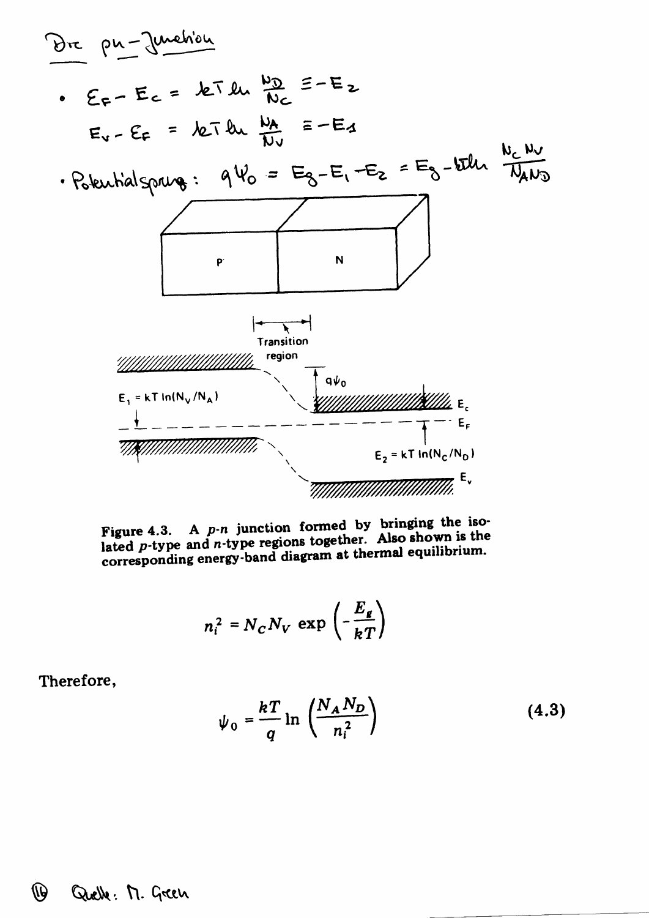# Der pn-Junction

- $E_F - E_C = kT \ln \frac{N_D}{N_C} \equiv -E_2$

  $E_V - E_F = kT \ln \frac{N_A}{N_V} \equiv -E_1$

- Potentialsprung: $q\psi_0 = E_g - E_1 - E_2 = E_g - kT \ln \frac{N_C N_V}{N_A N_D}$

Transition region

$E_1 = kT \ln(N_V/N_A)$

$q\psi_0$

$E_C$

$E_F$

$E_2 = kT \ln(N_C/N_D)$

$E_V$

**Figure 4.3.** A *p-n* junction formed by bringing the isolated *p*-type and *n*-type regions together. Also shown is the corresponding energy-band diagram at thermal equilibrium.

$$n_i^2 = N_C N_V \exp\left(-\frac{E_g}{kT}\right)$$

Therefore,

$$\psi_0 = \frac{kT}{q} \ln\left(\frac{N_A N_D}{n_i^2}\right) \tag{4.3}$$

Quelle: M. Green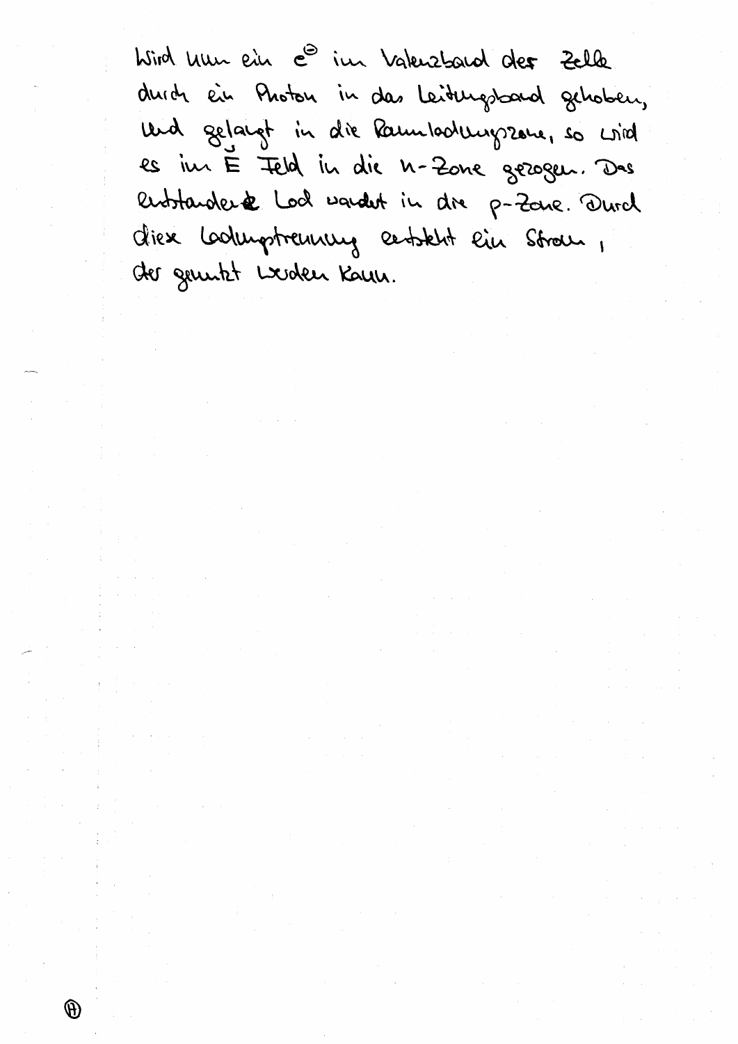Wird nun ein $e^{\ominus}$ im Valenzband der Zelle durch ein Photon in das Leitungsband gehoben, und gelangt in die Raumladungszone, so wird es im $\vec{E}$ Feld in die n-Zone gezogen. Das entstandene Loch wandert in die p-Zone. Durch diese Ladungstrennung entsteht ein Strom, der genutzt werden kann.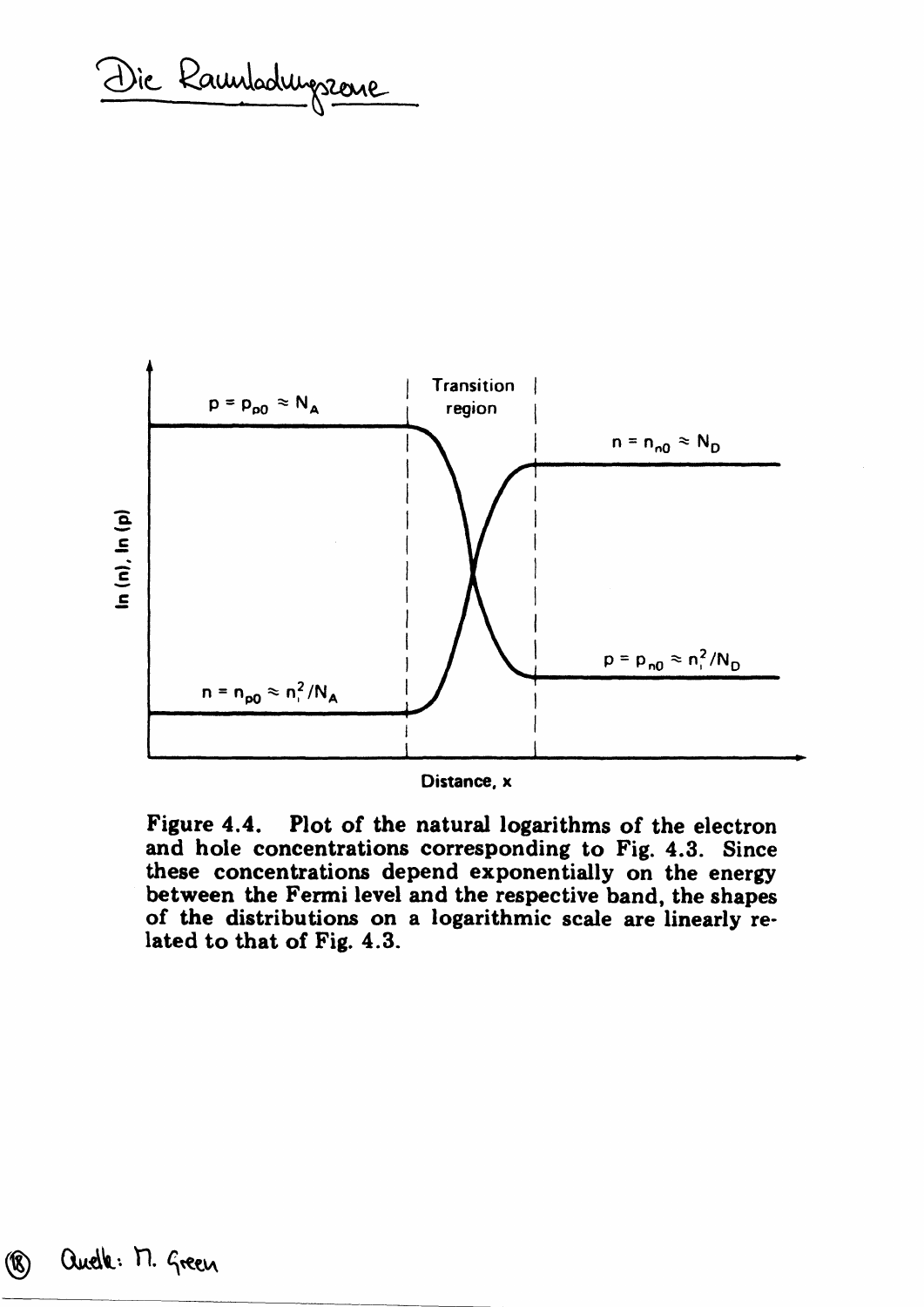# Die Raumladungszone

**Figure 4.4.** Plot of the natural logarithms of the electron and hole concentrations corresponding to Fig. 4.3. Since these concentrations depend exponentially on the energy between the Fermi level and the respective band, the shapes of the distributions on a logarithmic scale are linearly related to that of Fig. 4.3.

Quelle: M. Green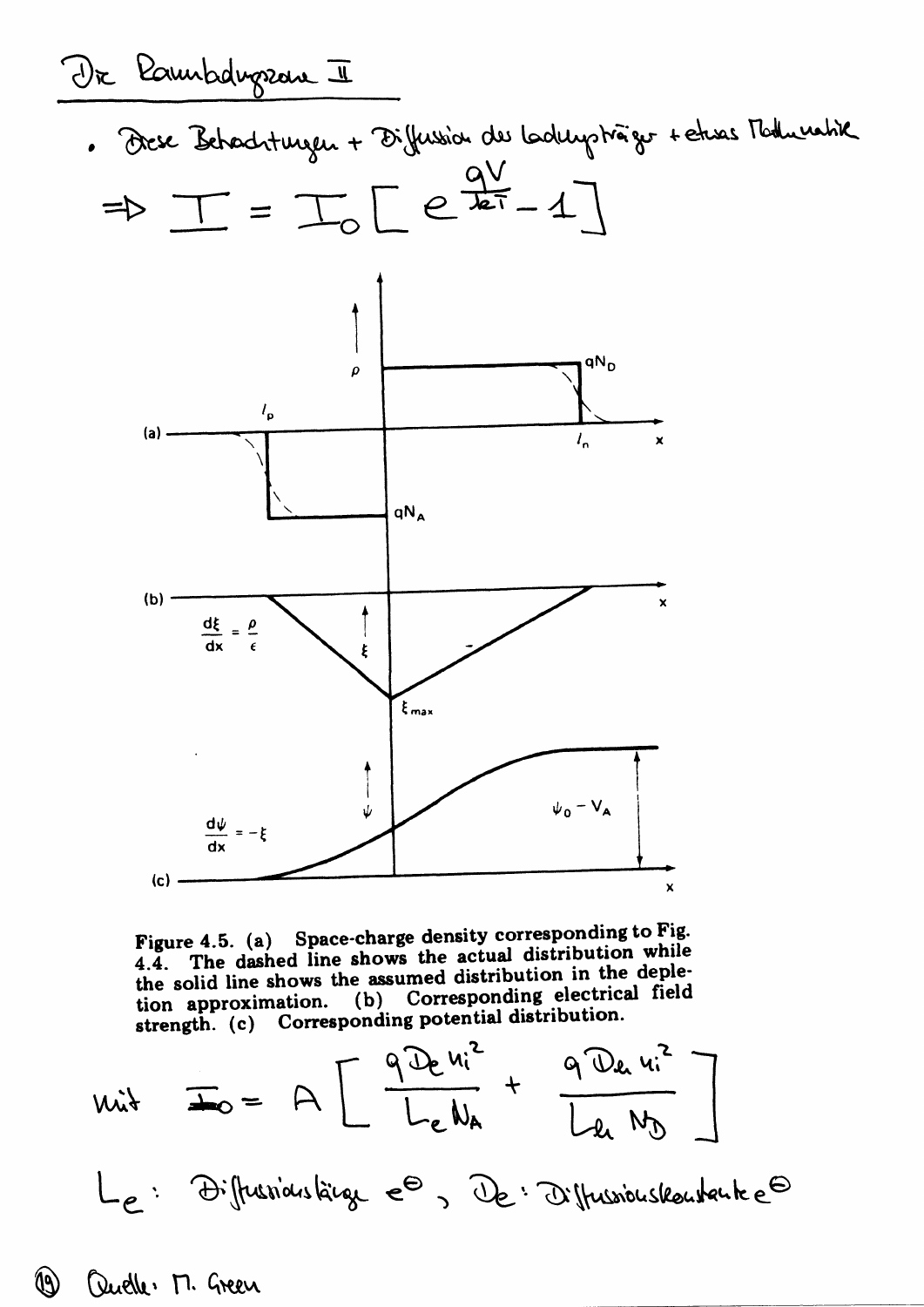# Die Raumladungszone II

- Diese Betrachtungen + Diffusion der Ladungsträger + etwas Mathematik

$$\Rightarrow I = I_0 \left[ e^{\frac{qV}{kT}} - 1 \right]$$

Figure 4.5. (a) Space-charge density corresponding to Fig. 4.4. The dashed line shows the actual distribution while the solid line shows the assumed distribution in the depletion approximation. (b) Corresponding electrical field strength. (c) Corresponding potential distribution.

mit $I_0 = A \left[ \frac{q D_e n_i^2}{L_e N_A} + \frac{q D_h n_i^2}{L_h N_D} \right]$

$L_e$: Diffusionslänge $e^{\ominus}$, $D_e$: Diffusionskonstante $e^{\ominus}$

Quelle: M. Green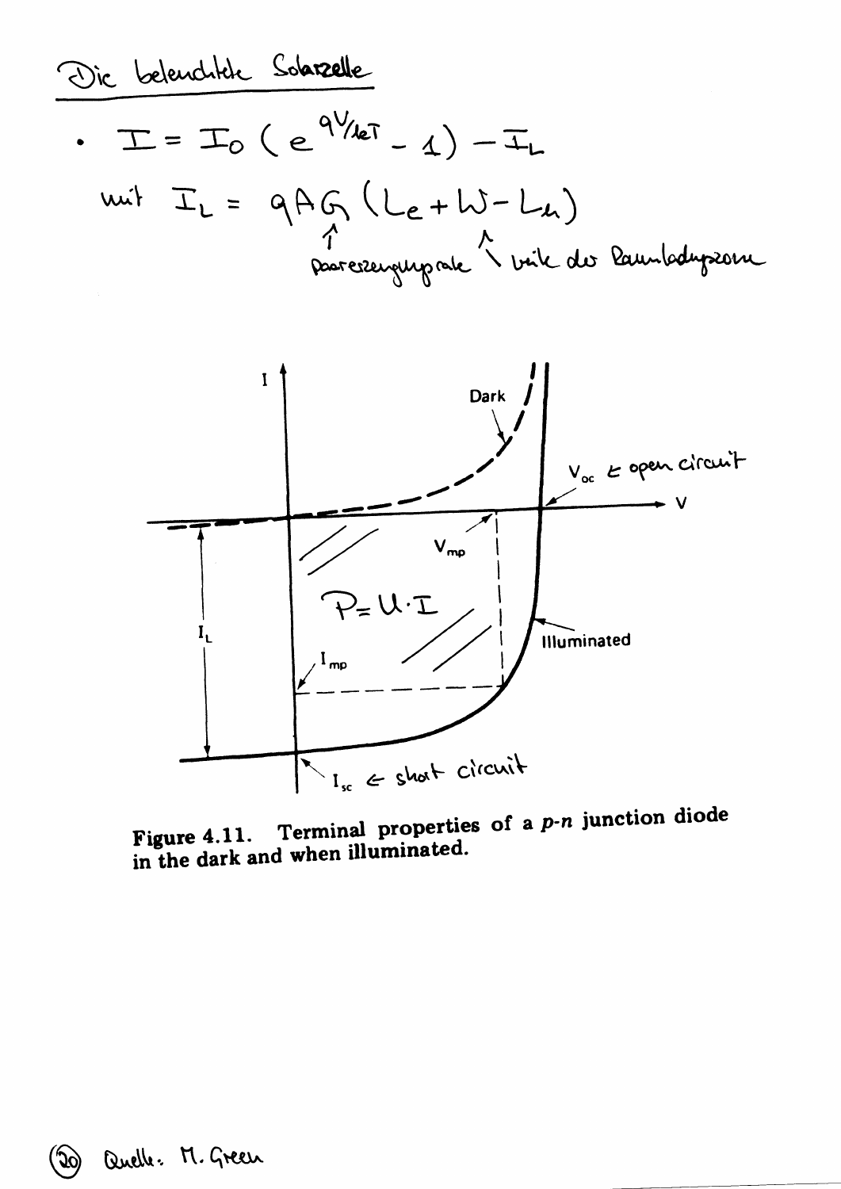# Die beleuchtete Solarzelle

- $I = I_0 \left( e^{qV/kT} - 1 \right) - I_L$

mit $I_L = qAG\left(L_e + W - L_n\right)$

↑ Paarerzeugungsrate ↑ Weite der Raumladungszone

I

V

Dark

$V_{oc}$ ← open circuit

$V_{mp}$

$P = U \cdot I$

$I_L$

$I_{mp}$

Illuminated

$I_{sc}$ ← short circuit

**Figure 4.11. Terminal properties of a *p-n* junction diode in the dark and when illuminated.**

Quelle: M. Green